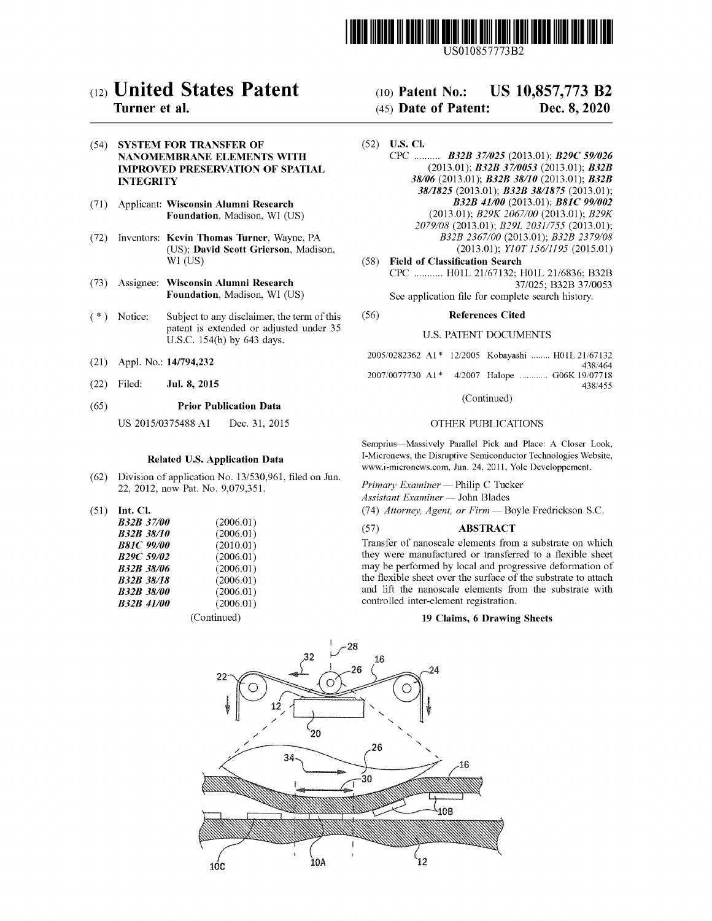US010857773B2

# (12) United States Patent
**Turner et al.**

**(10) Patent No.: US 10,857,773 B2**

**(45) Date of Patent: Dec. 8, 2020**

## (54) SYSTEM FOR TRANSFER OF NANOMEMBRANE ELEMENTS WITH IMPROVED PRESERVATION OF SPATIAL INTEGRITY

(71) Applicant: **Wisconsin Alumni Research Foundation**, Madison, WI (US)

(72) Inventors: **Kevin Thomas Turner**, Wayne, PA (US); **David Scott Grierson**, Madison, WI (US)

(73) Assignee: **Wisconsin Alumni Research Foundation**, Madison, WI (US)

(*) Notice: Subject to any disclaimer, the term of this patent is extended or adjusted under 35 U.S.C. 154(b) by 643 days.

(21) Appl. No.: **14/794,232**

(22) Filed: **Jul. 8, 2015**

(65) **Prior Publication Data**

US 2015/0375488 A1 Dec. 31, 2015

**Related U.S. Application Data**

(62) Division of application No. 13/530,961, filed on Jun. 22, 2012, now Pat. No. 9,079,351.

(51) **Int. Cl.**

| | |
|---|---|
| *B32B 37/00* | (2006.01) |
| *B32B 38/10* | (2006.01) |
| *B81C 99/00* | (2010.01) |
| *B29C 59/02* | (2006.01) |
| *B32B 38/06* | (2006.01) |
| *B32B 38/18* | (2006.01) |
| *B32B 38/00* | (2006.01) |
| *B32B 41/00* | (2006.01) |

(Continued)

(52) **U.S. Cl.**

CPC .......... ***B32B 37/025*** (2013.01); ***B29C 59/026*** (2013.01); ***B32B 37/0053*** (2013.01); ***B32B 38/06*** (2013.01); ***B32B 38/10*** (2013.01); ***B32B 38/1825*** (2013.01); ***B32B 38/1875*** (2013.01); ***B32B 41/00*** (2013.01); ***B81C 99/002*** (2013.01); *B29K 2067/00* (2013.01); *B29K 2079/08* (2013.01); *B29L 2031/755* (2013.01); *B32B 2367/00* (2013.01); *B32B 2379/08* (2013.01); *Y10T 156/1195* (2015.01)

(58) **Field of Classification Search**

CPC ........... H01L 21/67132; H01L 21/6836; B32B 37/025; B32B 37/0053

See application file for complete search history.

(56) **References Cited**

U.S. PATENT DOCUMENTS

2005/0282362 A1* 12/2005 Kobayashi ........ H01L 21/67132 438/464

2007/0077730 A1* 4/2007 Halope ............ G06K 19/07718 438/455

(Continued)

OTHER PUBLICATIONS

Semprius—Massively Parallel Pick and Place: A Closer Look, I-Micronews, the Disruptive Semiconductor Technologies Website, www.i-micronews.com, Jun. 24, 2011, Yole Developpement.

*Primary Examiner* — Philip C Tucker

*Assistant Examiner* — John Blades

(74) *Attorney, Agent, or Firm* — Boyle Fredrickson S.C.

## (57) ABSTRACT

Transfer of nanoscale elements from a substrate on which they were manufactured or transferred to a flexible sheet may be performed by local and progressive deformation of the flexible sheet over the surface of the substrate to attach and lift the nanoscale elements from the substrate with controlled inter-element registration.

**19 Claims, 6 Drawing Sheets**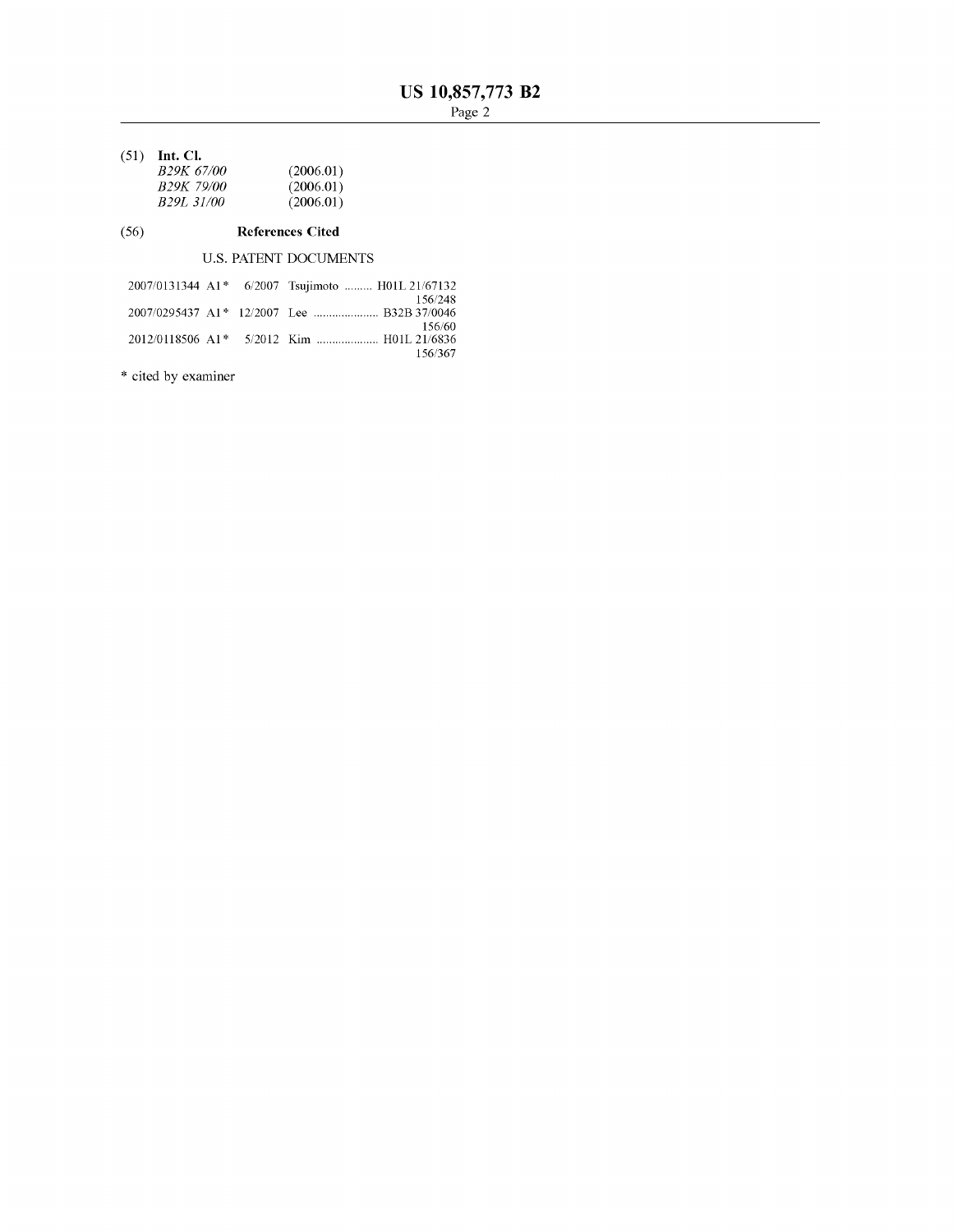(51) **Int. Cl.**

| | |
|---|---|
| *B29K 67/00* | (2006.01) |
| *B29K 79/00* | (2006.01) |
| *B29L 31/00* | (2006.01) |

(56) **References Cited**

U.S. PATENT DOCUMENTS

| | | | |
|---|---|---|---|
| 2007/0131344 A1* | 6/2007 | Tsujimoto | H01L 21/67132 156/248 |
| 2007/0295437 A1* | 12/2007 | Lee | B32B 37/0046 156/60 |
| 2012/0118506 A1* | 5/2012 | Kim | H01L 21/6836 156/367 |

* cited by examiner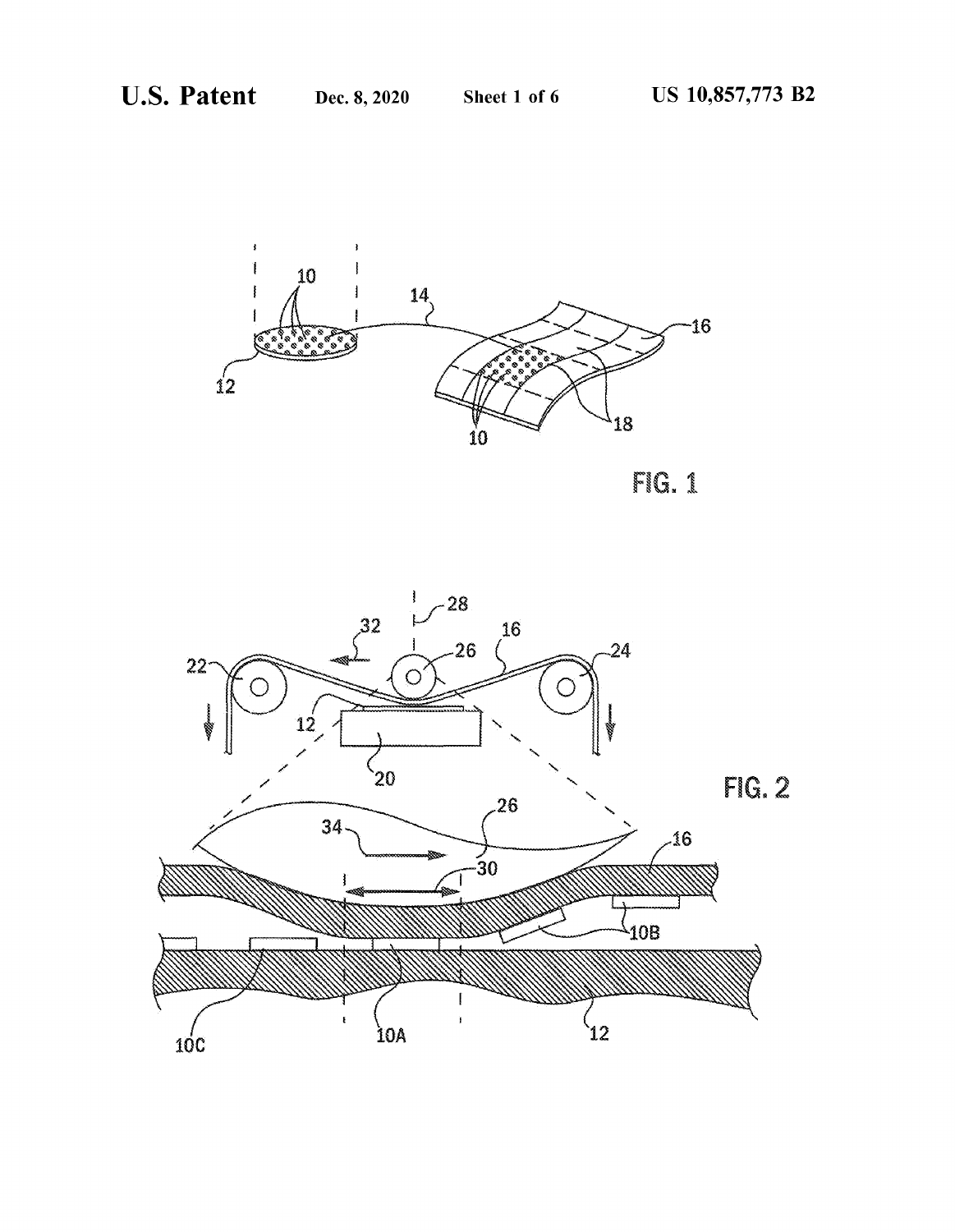FIG. 1

FIG. 2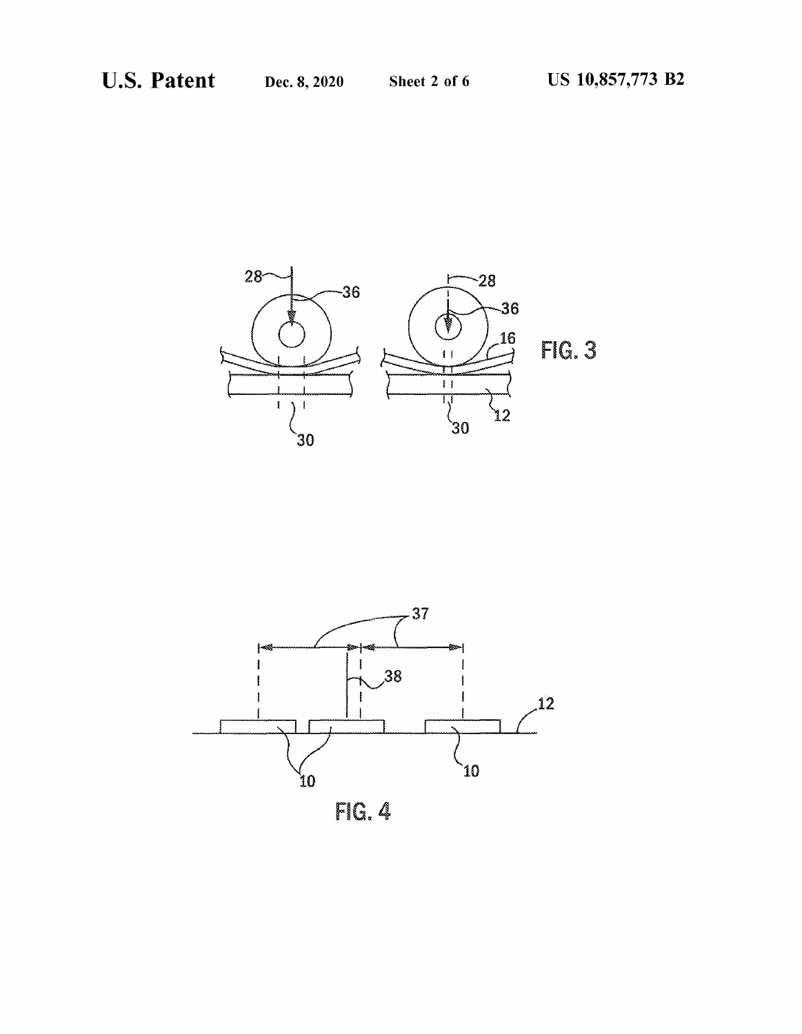FIG. 3

FIG. 4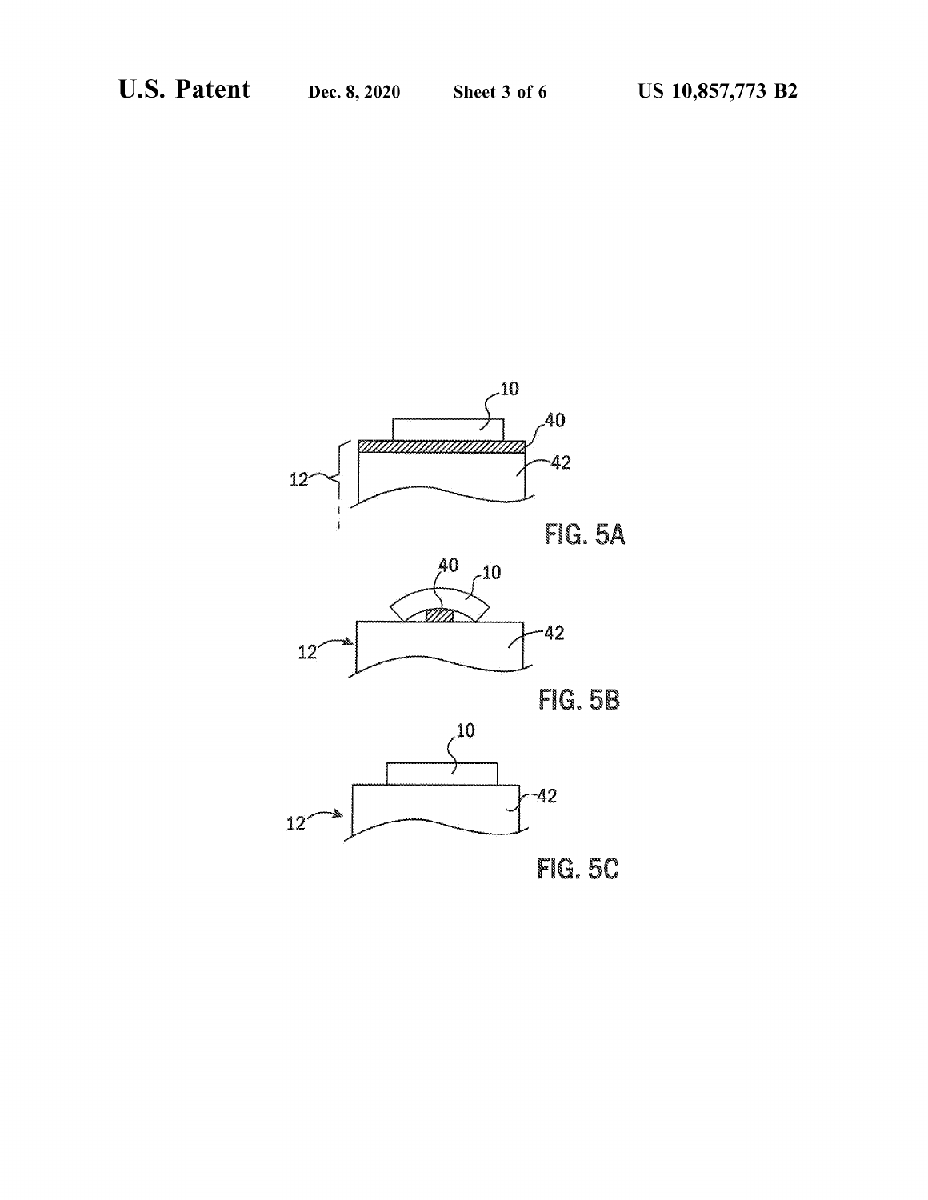FIG. 5A

FIG. 5B

FIG. 5C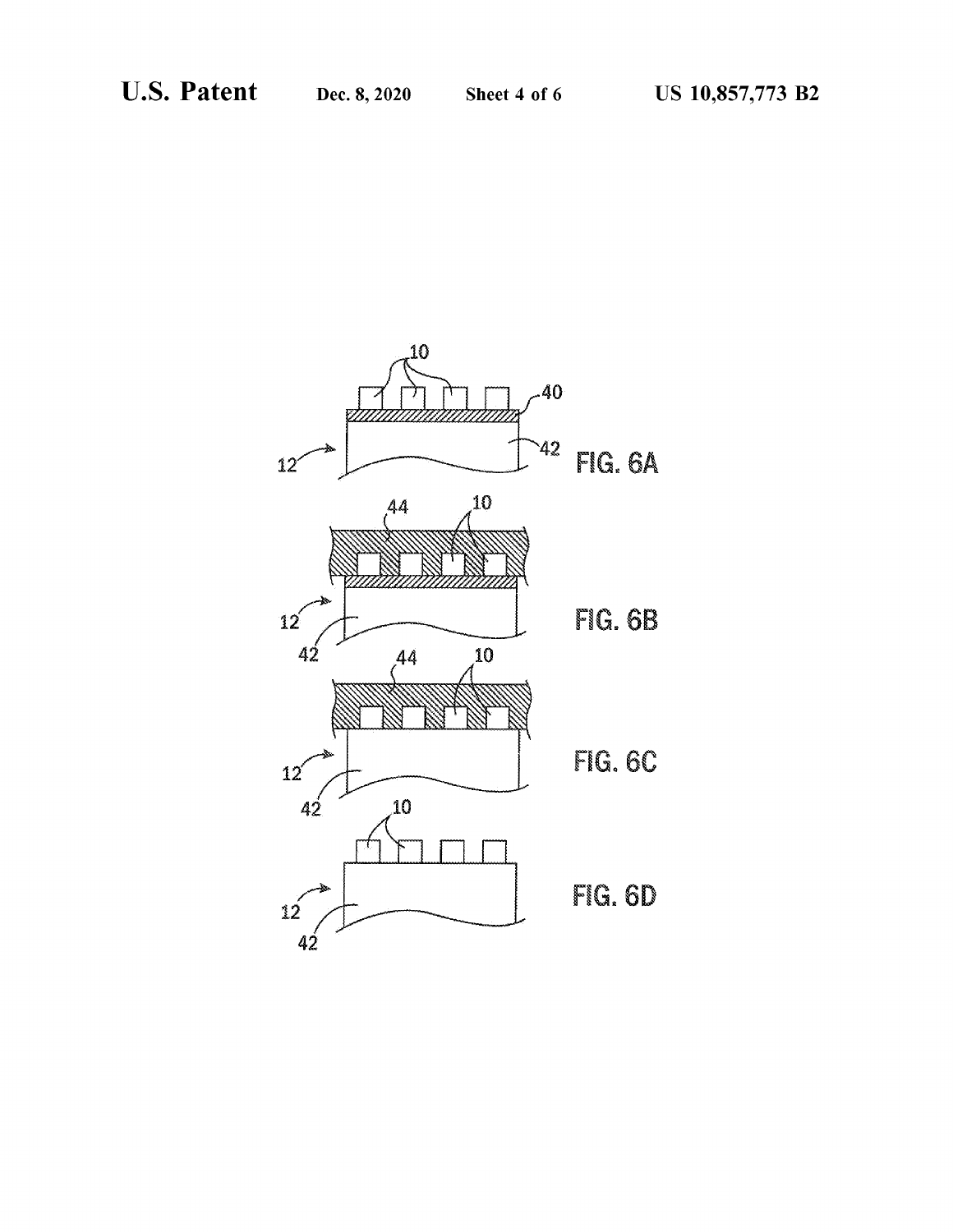FIG. 6A

FIG. 6B

FIG. 6C

FIG. 6D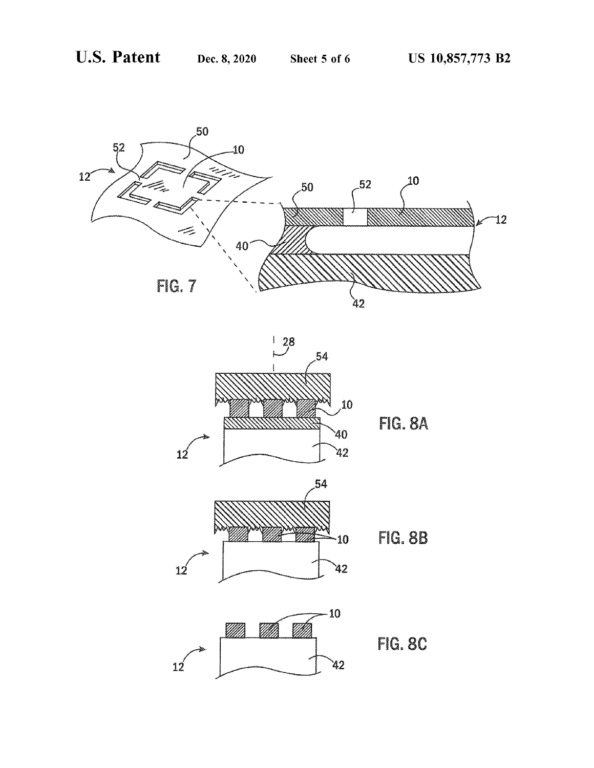FIG. 7

FIG. 8A

FIG. 8B

FIG. 8C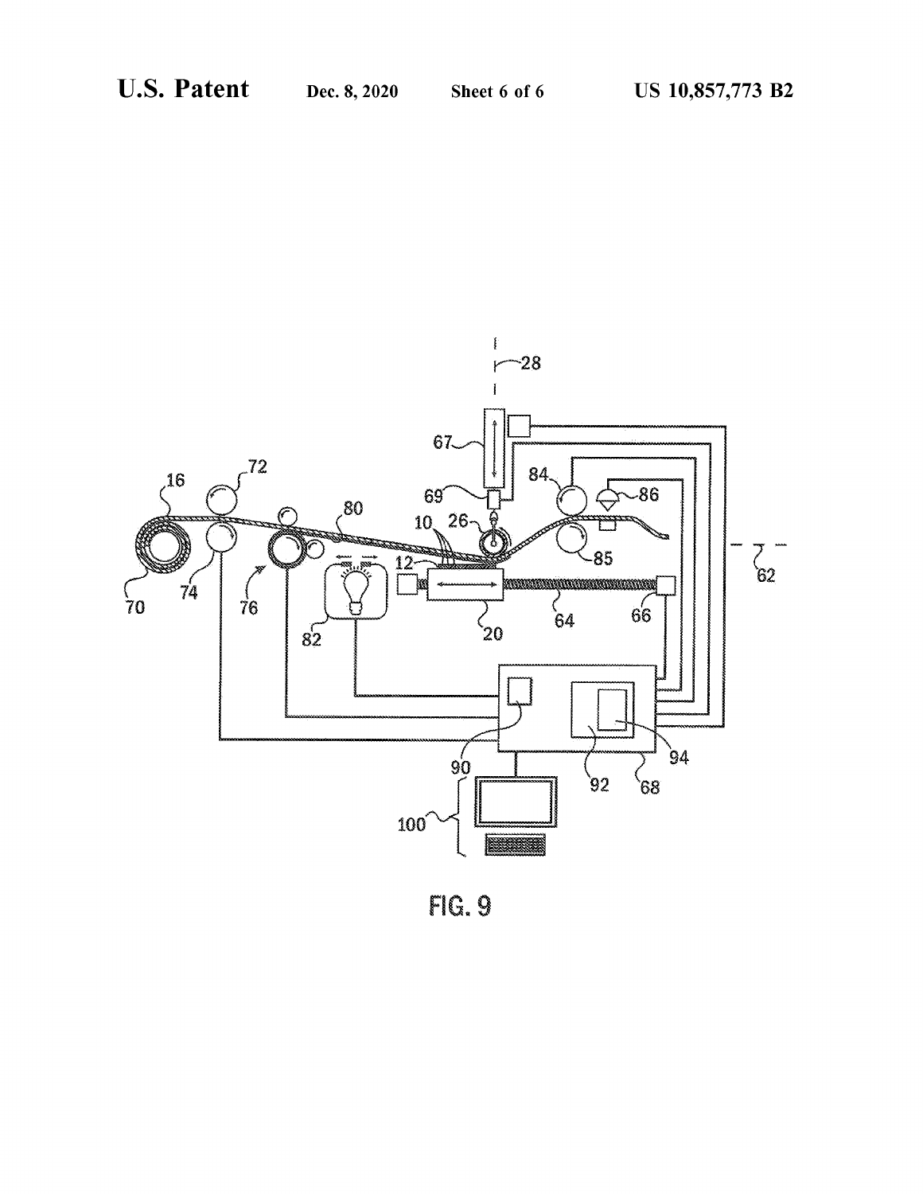FIG. 9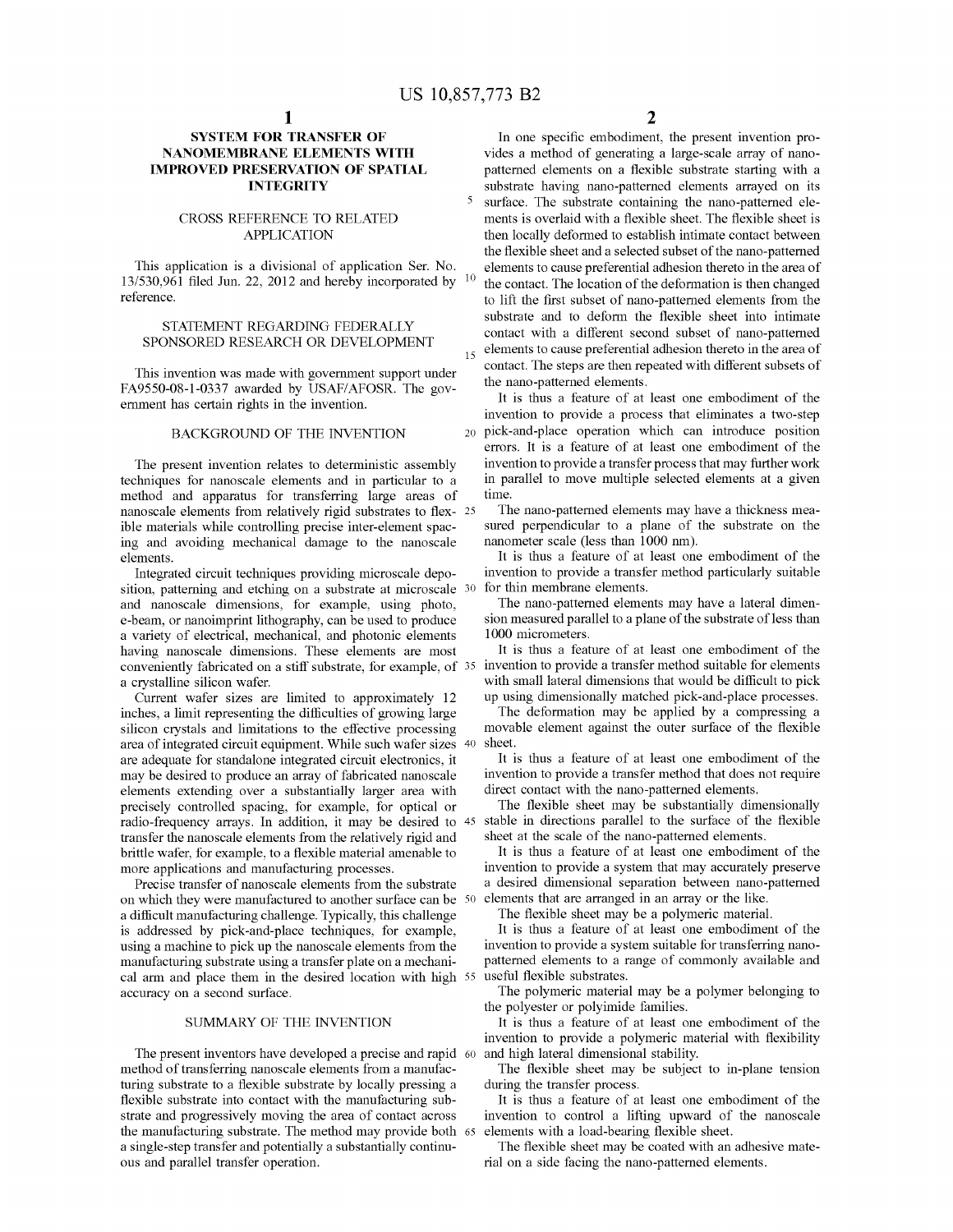# SYSTEM FOR TRANSFER OF NANOMEMBRANE ELEMENTS WITH IMPROVED PRESERVATION OF SPATIAL INTEGRITY

## CROSS REFERENCE TO RELATED APPLICATION

This application is a divisional of application Ser. No. 13/530,961 filed Jun. 22, 2012 and hereby incorporated by reference.

## STATEMENT REGARDING FEDERALLY SPONSORED RESEARCH OR DEVELOPMENT

This invention was made with government support under FA9550-08-1-0337 awarded by USAF/AFOSR. The government has certain rights in the invention.

## BACKGROUND OF THE INVENTION

The present invention relates to deterministic assembly techniques for nanoscale elements and in particular to a method and apparatus for transferring large areas of nanoscale elements from relatively rigid substrates to flexible materials while controlling precise inter-element spacing and avoiding mechanical damage to the nanoscale elements.

Integrated circuit techniques providing microscale deposition, patterning and etching on a substrate at microscale and nanoscale dimensions, for example, using photo, e-beam, or nanoimprint lithography, can be used to produce a variety of electrical, mechanical, and photonic elements having nanoscale dimensions. These elements are most conveniently fabricated on a stiff substrate, for example, of a crystalline silicon wafer.

Current wafer sizes are limited to approximately 12 inches, a limit representing the difficulties of growing large silicon crystals and limitations to the effective processing area of integrated circuit equipment. While such wafer sizes are adequate for standalone integrated circuit electronics, it may be desired to produce an array of fabricated nanoscale elements extending over a substantially larger area with precisely controlled spacing, for example, for optical or radio-frequency arrays. In addition, it may be desired to transfer the nanoscale elements from the relatively rigid and brittle wafer, for example, to a flexible material amenable to more applications and manufacturing processes.

Precise transfer of nanoscale elements from the substrate on which they were manufactured to another surface can be a difficult manufacturing challenge. Typically, this challenge is addressed by pick-and-place techniques, for example, using a machine to pick up the nanoscale elements from the manufacturing substrate using a transfer plate on a mechanical arm and place them in the desired location with high accuracy on a second surface.

## SUMMARY OF THE INVENTION

The present inventors have developed a precise and rapid method of transferring nanoscale elements from a manufacturing substrate to a flexible substrate by locally pressing a flexible substrate into contact with the manufacturing substrate and progressively moving the area of contact across the manufacturing substrate. The method may provide both a single-step transfer and potentially a substantially continuous and parallel transfer operation.

In one specific embodiment, the present invention provides a method of generating a large-scale array of nano-patterned elements on a flexible substrate starting with a substrate having nano-patterned elements arrayed on its surface. The substrate containing the nano-patterned elements is overlaid with a flexible sheet. The flexible sheet is then locally deformed to establish intimate contact between the flexible sheet and a selected subset of the nano-patterned elements to cause preferential adhesion thereto in the area of the contact. The location of the deformation is then changed to lift the first subset of nano-patterned elements from the substrate and to deform the flexible sheet into intimate contact with a different second subset of nano-patterned elements to cause preferential adhesion thereto in the area of contact. The steps are then repeated with different subsets of the nano-patterned elements.

It is thus a feature of at least one embodiment of the invention to provide a process that eliminates a two-step pick-and-place operation which can introduce position errors. It is a feature of at least one embodiment of the invention to provide a transfer process that may further work in parallel to move multiple selected elements at a given time.

The nano-patterned elements may have a thickness measured perpendicular to a plane of the substrate on the nanometer scale (less than 1000 nm).

It is thus a feature of at least one embodiment of the invention to provide a transfer method particularly suitable for thin membrane elements.

The nano-patterned elements may have a lateral dimension measured parallel to a plane of the substrate of less than 1000 micrometers.

It is thus a feature of at least one embodiment of the invention to provide a transfer method suitable for elements with small lateral dimensions that would be difficult to pick up using dimensionally matched pick-and-place processes.

The deformation may be applied by a compressing a movable element against the outer surface of the flexible sheet.

It is thus a feature of at least one embodiment of the invention to provide a transfer method that does not require direct contact with the nano-patterned elements.

The flexible sheet may be substantially dimensionally stable in directions parallel to the surface of the flexible sheet at the scale of the nano-patterned elements.

It is thus a feature of at least one embodiment of the invention to provide a system that may accurately preserve a desired dimensional separation between nano-patterned elements that are arranged in an array or the like.

The flexible sheet may be a polymeric material.

It is thus a feature of at least one embodiment of the invention to provide a system suitable for transferring nano-patterned elements to a range of commonly available and useful flexible substrates.

The polymeric material may be a polymer belonging to the polyester or polyimide families.

It is thus a feature of at least one embodiment of the invention to provide a polymeric material with flexibility and high lateral dimensional stability.

The flexible sheet may be subject to in-plane tension during the transfer process.

It is thus a feature of at least one embodiment of the invention to control a lifting upward of the nanoscale elements with a load-bearing flexible sheet.

The flexible sheet may be coated with an adhesive material on a side facing the nano-patterned elements.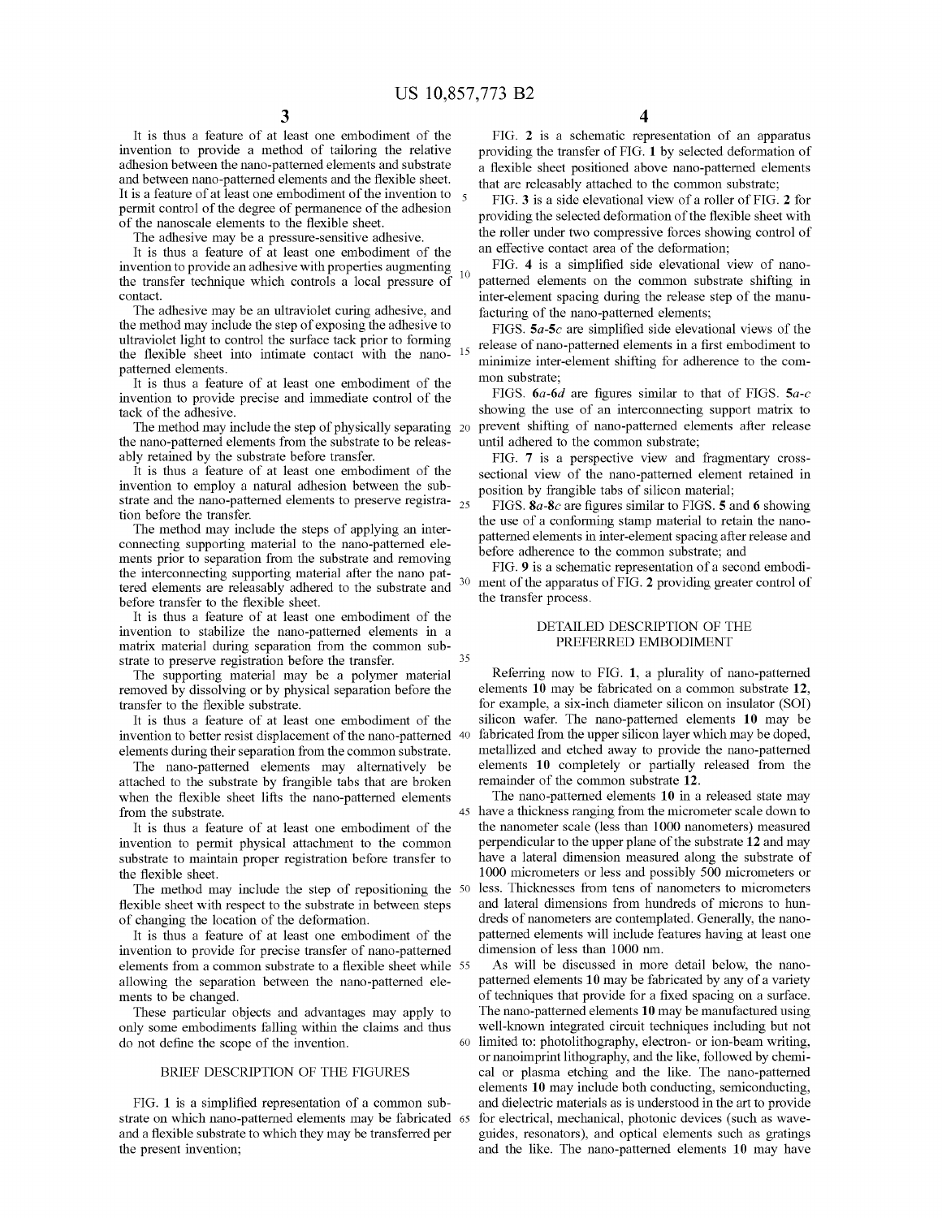It is thus a feature of at least one embodiment of the invention to provide a method of tailoring the relative adhesion between the nano-patterned elements and substrate and between nano-patterned elements and the flexible sheet. It is a feature of at least one embodiment of the invention to permit control of the degree of permanence of the adhesion of the nanoscale elements to the flexible sheet.

The adhesive may be a pressure-sensitive adhesive.

It is thus a feature of at least one embodiment of the invention to provide an adhesive with properties augmenting the transfer technique which controls a local pressure of contact.

The adhesive may be an ultraviolet curing adhesive, and the method may include the step of exposing the adhesive to ultraviolet light to control the surface tack prior to forming the flexible sheet into intimate contact with the nano-patterned elements.

It is thus a feature of at least one embodiment of the invention to provide precise and immediate control of the tack of the adhesive.

The method may include the step of physically separating the nano-patterned elements from the substrate to be releasably retained by the substrate before transfer.

It is thus a feature of at least one embodiment of the invention to employ a natural adhesion between the substrate and the nano-patterned elements to preserve registration before the transfer.

The method may include the steps of applying an interconnecting supporting material to the nano-patterned elements prior to separation from the substrate and removing the interconnecting supporting material after the nano patterned elements are releasably adhered to the substrate and before transfer to the flexible sheet.

It is thus a feature of at least one embodiment of the invention to stabilize the nano-patterned elements in a matrix material during separation from the common substrate to preserve registration before the transfer.

The supporting material may be a polymer material removed by dissolving or by physical separation before the transfer to the flexible substrate.

It is thus a feature of at least one embodiment of the invention to better resist displacement of the nano-patterned elements during their separation from the common substrate.

The nano-patterned elements may alternatively be attached to the substrate by frangible tabs that are broken when the flexible sheet lifts the nano-patterned elements from the substrate.

It is thus a feature of at least one embodiment of the invention to permit physical attachment to the common substrate to maintain proper registration before transfer to the flexible sheet.

The method may include the step of repositioning the flexible sheet with respect to the substrate in between steps of changing the location of the deformation.

It is thus a feature of at least one embodiment of the invention to provide for precise transfer of nano-patterned elements from a common substrate to a flexible sheet while allowing the separation between the nano-patterned elements to be changed.

These particular objects and advantages may apply to only some embodiments falling within the claims and thus do not define the scope of the invention.

## BRIEF DESCRIPTION OF THE FIGURES

FIG. **1** is a simplified representation of a common substrate on which nano-patterned elements may be fabricated and a flexible substrate to which they may be transferred per the present invention;

FIG. **2** is a schematic representation of an apparatus providing the transfer of FIG. **1** by selected deformation of a flexible sheet positioned above nano-patterned elements that are releasably attached to the common substrate;

FIG. **3** is a side elevational view of a roller of FIG. **2** for providing the selected deformation of the flexible sheet with the roller under two compressive forces showing control of an effective contact area of the deformation;

FIG. **4** is a simplified side elevational view of nano-patterned elements on the common substrate shifting in inter-element spacing during the release step of the manufacturing of the nano-patterned elements;

FIGS. **5***a*-**5***c* are simplified side elevational views of the release of nano-patterned elements in a first embodiment to minimize inter-element shifting for adherence to the common substrate;

FIGS. **6***a*-**6***d* are figures similar to that of FIGS. **5***a*-*c* showing the use of an interconnecting support matrix to prevent shifting of nano-patterned elements after release until adhered to the common substrate;

FIG. **7** is a perspective view and fragmentary cross-sectional view of the nano-patterned element retained in position by frangible tabs of silicon material;

FIGS. **8***a*-**8***c* are figures similar to FIGS. **5** and **6** showing the use of a conforming stamp material to retain the nano-patterned elements in inter-element spacing after release and before adherence to the common substrate; and

FIG. **9** is a schematic representation of a second embodiment of the apparatus of FIG. **2** providing greater control of the transfer process.

## DETAILED DESCRIPTION OF THE PREFERRED EMBODIMENT

Referring now to FIG. **1**, a plurality of nano-patterned elements **10** may be fabricated on a common substrate **12**, for example, a six-inch diameter silicon on insulator (SOI) silicon wafer. The nano-patterned elements **10** may be fabricated from the upper silicon layer which may be doped, metallized and etched away to provide the nano-patterned elements **10** completely or partially released from the remainder of the common substrate **12**.

The nano-patterned elements **10** in a released state may have a thickness ranging from the micrometer scale down to the nanometer scale (less than 1000 nanometers) measured perpendicular to the upper plane of the substrate **12** and may have a lateral dimension measured along the substrate of 1000 micrometers or less and possibly 500 micrometers or less. Thicknesses from tens of nanometers to micrometers and lateral dimensions from hundreds of microns to hundreds of nanometers are contemplated. Generally, the nano-patterned elements will include features having at least one dimension of less than 1000 nm.

As will be discussed in more detail below, the nano-patterned elements **10** may be fabricated by any of a variety of techniques that provide for a fixed spacing on a surface. The nano-patterned elements **10** may be manufactured using well-known integrated circuit techniques including but not limited to: photolithography, electron- or ion-beam writing, or nanoimprint lithography, and the like, followed by chemical or plasma etching and the like. The nano-patterned elements **10** may include both conducting, semiconducting, and dielectric materials as is understood in the art to provide for electrical, mechanical, photonic devices (such as waveguides, resonators), and optical elements such as gratings and the like. The nano-patterned elements **10** may have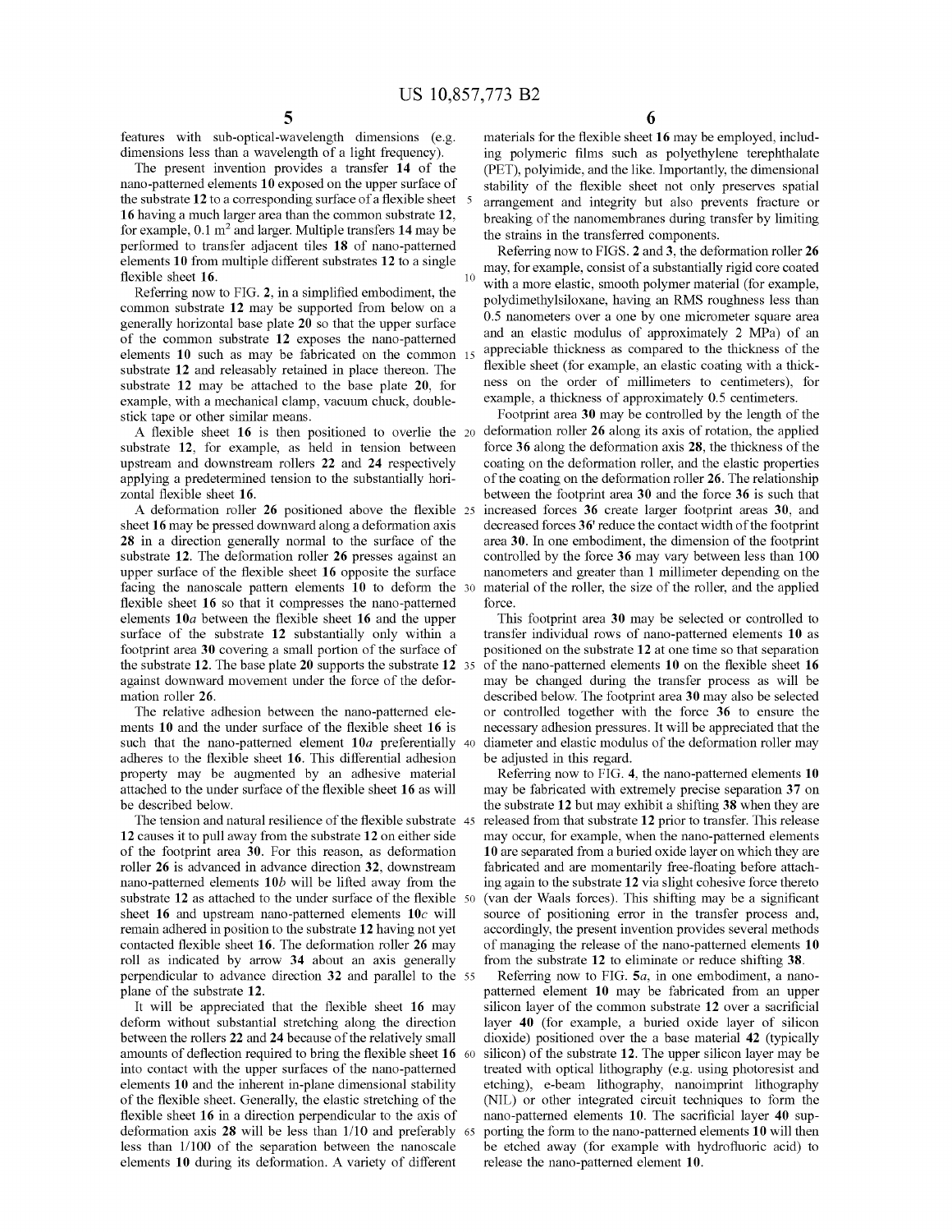features with sub-optical-wavelength dimensions (e.g. dimensions less than a wavelength of a light frequency).

The present invention provides a transfer **14** of the nano-patterned elements **10** exposed on the upper surface of the substrate **12** to a corresponding surface of a flexible sheet **16** having a much larger area than the common substrate **12**, for example, 0.1 $m^2$ and larger. Multiple transfers **14** may be performed to transfer adjacent tiles **18** of nano-patterned elements **10** from multiple different substrates **12** to a single flexible sheet **16**.

Referring now to FIG. **2**, in a simplified embodiment, the common substrate **12** may be supported from below on a generally horizontal base plate **20** so that the upper surface of the common substrate **12** exposes the nano-patterned elements **10** such as may be fabricated on the common substrate **12** and releasably retained in place thereon. The substrate **12** may be attached to the base plate **20**, for example, with a mechanical clamp, vacuum chuck, double-stick tape or other similar means.

A flexible sheet **16** is then positioned to overlie the substrate **12**, for example, as held in tension between upstream and downstream rollers **22** and **24** respectively applying a predetermined tension to the substantially horizontal flexible sheet **16**.

A deformation roller **26** positioned above the flexible sheet **16** may be pressed downward along a deformation axis **28** in a direction generally normal to the surface of the substrate **12**. The deformation roller **26** presses against an upper surface of the flexible sheet **16** opposite the surface facing the nanoscale pattern elements **10** to deform the flexible sheet **16** so that it compresses the nano-patterned elements **10a** between the flexible sheet **16** and the upper surface of the substrate **12** substantially only within a footprint area **30** covering a small portion of the surface of the substrate **12**. The base plate **20** supports the substrate **12** against downward movement under the force of the deformation roller **26**.

The relative adhesion between the nano-patterned elements **10** and the under surface of the flexible sheet **16** is such that the nano-patterned element **10a** preferentially adheres to the flexible sheet **16**. This differential adhesion property may be augmented by an adhesive material attached to the under surface of the flexible sheet **16** as will be described below.

The tension and natural resilience of the flexible substrate **12** causes it to pull away from the substrate **12** on either side of the footprint area **30**. For this reason, as deformation roller **26** is advanced in advance direction **32**, downstream nano-patterned elements **10b** will be lifted away from the substrate **12** as attached to the under surface of the flexible sheet **16** and upstream nano-patterned elements **10c** will remain adhered in position to the substrate **12** having not yet contacted flexible sheet **16**. The deformation roller **26** may roll as indicated by arrow **34** about an axis generally perpendicular to advance direction **32** and parallel to the plane of the substrate **12**.

It will be appreciated that the flexible sheet **16** may deform without substantial stretching along the direction between the rollers **22** and **24** because of the relatively small amounts of deflection required to bring the flexible sheet **16** into contact with the upper surfaces of the nano-patterned elements **10** and the inherent in-plane dimensional stability of the flexible sheet. Generally, the elastic stretching of the flexible sheet **16** in a direction perpendicular to the axis of deformation axis **28** will be less than 1/10 and preferably less than 1/100 of the separation between the nanoscale elements **10** during its deformation. A variety of different materials for the flexible sheet **16** may be employed, including polymeric films such as polyethylene terephthalate (PET), polyimide, and the like. Importantly, the dimensional stability of the flexible sheet not only preserves spatial arrangement and integrity but also prevents fracture or breaking of the nanomembranes during transfer by limiting the strains in the transferred components.

Referring now to FIGS. **2** and **3**, the deformation roller **26** may, for example, consist of a substantially rigid core coated with a more elastic, smooth polymer material (for example, polydimethylsiloxane, having an RMS roughness less than 0.5 nanometers over a one by one micrometer square area and an elastic modulus of approximately 2 MPa) of an appreciable thickness as compared to the thickness of the flexible sheet (for example, an elastic coating with a thickness on the order of millimeters to centimeters), for example, a thickness of approximately 0.5 centimeters.

Footprint area **30** may be controlled by the length of the deformation roller **26** along its axis of rotation, the applied force **36** along the deformation axis **28**, the thickness of the coating on the deformation roller, and the elastic properties of the coating on the deformation roller **26**. The relationship between the footprint area **30** and the force **36** is such that increased forces **36** create larger footprint areas **30**, and decreased forces **36'** reduce the contact width of the footprint area **30**. In one embodiment, the dimension of the footprint controlled by the force **36** may vary between less than 100 nanometers and greater than 1 millimeter depending on the material of the roller, the size of the roller, and the applied force.

This footprint area **30** may be selected or controlled to transfer individual rows of nano-patterned elements **10** as positioned on the substrate **12** at one time so that separation of the nano-patterned elements **10** on the flexible sheet **16** may be changed during the transfer process as will be described below. The footprint area **30** may also be selected or controlled together with the force **36** to ensure the necessary adhesion pressures. It will be appreciated that the diameter and elastic modulus of the deformation roller may be adjusted in this regard.

Referring now to FIG. **4**, the nano-patterned elements **10** may be fabricated with extremely precise separation **37** on the substrate **12** but may exhibit a shifting **38** when they are released from that substrate **12** prior to transfer. This release may occur, for example, when the nano-patterned elements **10** are separated from a buried oxide layer on which they are fabricated and are momentarily free-floating before attaching again to the substrate **12** via slight cohesive force thereto (van der Waals forces). This shifting may be a significant source of positioning error in the transfer process and, accordingly, the present invention provides several methods of managing the release of the nano-patterned elements **10** from the substrate **12** to eliminate or reduce shifting **38**.

Referring now to FIG. **5a**, in one embodiment, a nano-patterned element **10** may be fabricated from an upper silicon layer of the common substrate **12** over a sacrificial layer **40** (for example, a buried oxide layer of silicon dioxide) positioned over the base material **42** (typically silicon) of the substrate **12**. The upper silicon layer may be treated with optical lithography (e.g. using photoresist and etching), e-beam lithography, nanoimprint lithography (NIL) or other integrated circuit techniques to form the nano-patterned elements **10**. The sacrificial layer **40** supporting the form to the nano-patterned elements **10** will then be etched away (for example with hydrofluoric acid) to release the nano-patterned element **10**.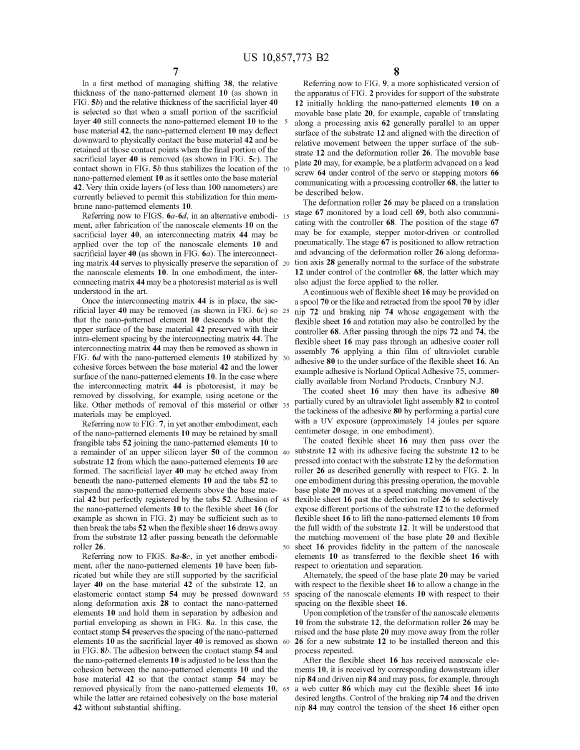In a first method of managing shifting 38, the relative thickness of the nano-patterned element 10 (as shown in FIG. 5b) and the relative thickness of the sacrificial layer 40 is selected so that when a small portion of the sacrificial layer 40 still connects the nano-patterned element 10 to the base material 42, the nano-patterned element 10 may deflect downward to physically contact the base material 42 and be retained at those contact points when the final portion of the sacrificial layer 40 is removed (as shown in FIG. 5c). The contact shown in FIG. 5b thus stabilizes the location of the nano-patterned element 10 as it settles onto the base material 42. Very thin oxide layers (of less than 100 nanometers) are currently believed to permit this stabilization for thin membrane nano-patterned elements 10.

Referring now to FIGS. 6a-6d, in an alternative embodiment, after fabrication of the nanoscale elements 10 on the sacrificial layer 40, an interconnecting matrix 44 may be applied over the top of the nanoscale elements 10 and sacrificial layer 40 (as shown in FIG. 6a). The interconnecting matrix 44 serves to physically preserve the separation of the nanoscale elements 10. In one embodiment, the interconnecting matrix 44 may be a photoresist material as is well understood in the art.

Once the interconnecting matrix 44 is in place, the sacrificial layer 40 may be removed (as shown in FIG. 6c) so that the nano-patterned element 10 descends to abut the upper surface of the base material 42 preserved with their intra-element spacing by the interconnecting matrix 44. The interconnecting matrix 44 may then be removed as shown in FIG. 6d with the nano-patterned elements 10 stabilized by cohesive forces between the base material 42 and the lower surface of the nano-patterned elements 10. In the case where the interconnecting matrix 44 is photoresist, it may be removed by dissolving, for example, using acetone or the like. Other methods of removal of this material or other materials may be employed.

Referring now to FIG. 7, in yet another embodiment, each of the nano-patterned elements 10 may be retained by small frangible tabs 52 joining the nano-patterned elements 10 to a remainder of an upper silicon layer 50 of the common substrate 12 from which the nano-patterned elements 10 are formed. The sacrificial layer 40 may be etched away from beneath the nano-patterned elements 10 and the tabs 52 to suspend the nano-patterned elements above the base material 42 but perfectly registered by the tabs 52. Adhesion of the nano-patterned elements 10 to the flexible sheet 16 (for example as shown in FIG. 2) may be sufficient such as to then break the tabs 52 when the flexible sheet 16 draws away from the substrate 12 after passing beneath the deformable roller 26.

Referring now to FIGS. 8a-8c, in yet another embodiment, after the nano-patterned elements 10 have been fabricated but while they are still supported by the sacrificial layer 40 on the base material 42 of the substrate 12, an elastomeric contact stamp 54 may be pressed downward along deformation axis 28 to contact the nano-patterned elements 10 and hold them in place by adhesion and partial enveloping as shown in FIG. 8a. In this case, the contact stamp 54 preserves the spacing of the nano-patterned elements 10 as the sacrificial layer 40 is removed as shown in FIG. 8b. The adhesion between the contact stamp 54 and the nano-patterned elements 10 is adjusted to be less than the cohesion between the nano-patterned elements 10 and the base material 42 so that the contact stamp 54 may be removed physically from the nano-patterned elements 10, while the latter are retained cohesively on the base material 42 without substantial shifting.

Referring now to FIG. 9, a more sophisticated version of the apparatus of FIG. 2 provides for support of the substrate 12 initially holding the nano-patterned elements 10 on a movable base plate 20, for example, capable of translating along a processing axis 62 generally parallel to an upper surface of the substrate 12 and aligned with the direction of relative movement between the upper surface of the substrate 12 and the deformation roller 26. The movable base plate 20 may, for example, be a platform advanced on a lead screw 64 under control of the servo or stepping motors 66 communicating with a processing controller 68, the latter to be described below.

The deformation roller 26 may be placed on a translation stage 67 monitored by a load cell 69, both also communicating with the controller 68. The position of the stage 67 may be for example, stepper motor-driven or controlled pneumatically. The stage 67 is positioned to allow retraction and advancing of the deformation roller 26 along deformation axis 28 generally normal to the surface of the substrate 12 under control of the controller 68, the latter which may also adjust the force applied to the roller.

A continuous web of flexible sheet 16 may be provided on a spool 70 or the like and retracted from the spool 70 by idler nip 72 and braking nip 74 whose engagement with the flexible sheet 16 and rotation may also be controlled by the controller 68. After passing through the nips 72 and 74, the flexible sheet 16 may pass through an adhesive coater roll assembly 76 applying a thin film of ultraviolet curable adhesive 80 to the under surface of the flexible sheet 16. An example adhesive is Norland Optical Adhesive 75, commercially available from Norland Products, Cranbury N.J.

The coated sheet 16 may then have its adhesive 80 partially cured by an ultraviolet light assembly 82 to control the tackiness of the adhesive 80 by performing a partial cure with a UV exposure (approximately 14 joules per square centimeter dosage, in one embodiment).

The coated flexible sheet 16 may then pass over the substrate 12 with its adhesive facing the substrate 12 to be pressed into contact with the substrate 12 by the deformation roller 26 as described generally with respect to FIG. 2. In one embodiment during this pressing operation, the movable base plate 20 moves at a speed matching movement of the flexible sheet 16 past the deflection roller 26 to selectively expose different portions of the substrate 12 to the deformed flexible sheet 16 to lift the nano-patterned elements 10 from the full width of the substrate 12. It will be understood that the matching movement of the base plate 20 and flexible sheet 16 provides fidelity in the pattern of the nanoscale elements 10 as transferred to the flexible sheet 16 with respect to orientation and separation.

Alternately, the speed of the base plate 20 may be varied with respect to the flexible sheet 16 to allow a change in the spacing of the nanoscale elements 10 with respect to their spacing on the flexible sheet 16.

Upon completion of the transfer of the nanoscale elements 10 from the substrate 12, the deformation roller 26 may be raised and the base plate 20 may move away from the roller 26 for a new substrate 12 to be installed thereon and this process repeated.

After the flexible sheet 16 has received nanoscale elements 10, it is received by corresponding downstream idler nip 84 and driven nip 84 and may pass, for example, through a web cutter 86 which may cut the flexible sheet 16 into desired lengths. Control of the braking nip 74 and the driven nip 84 may control the tension of the sheet 16 either open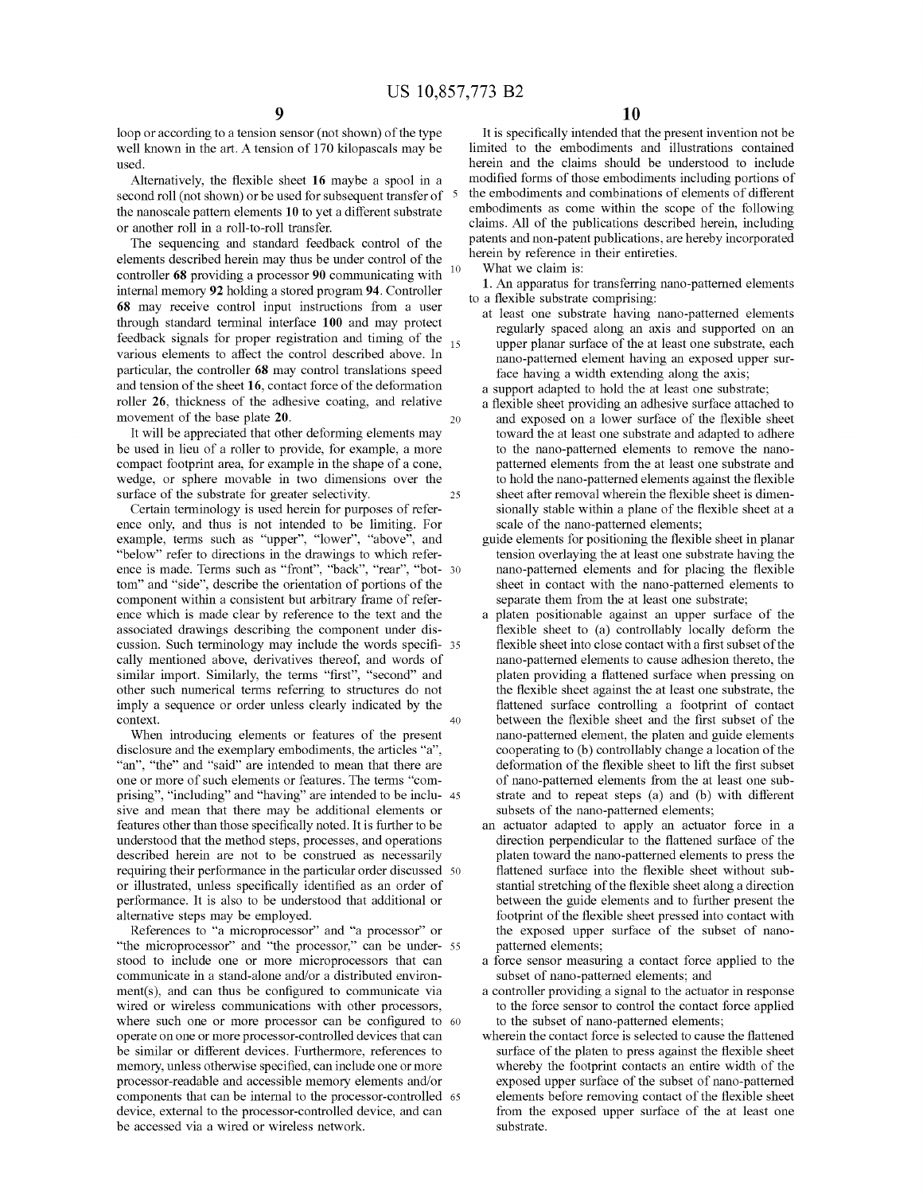loop or according to a tension sensor (not shown) of the type well known in the art. A tension of 170 kilopascals may be used.

Alternatively, the flexible sheet 16 maybe a spool in a second roll (not shown) or be used for subsequent transfer of the nanoscale pattern elements 10 to yet a different substrate or another roll in a roll-to-roll transfer.

The sequencing and standard feedback control of the elements described herein may thus be under control of the controller 68 providing a processor 90 communicating with internal memory 92 holding a stored program 94. Controller 68 may receive control input instructions from a user through standard terminal interface 100 and may protect feedback signals for proper registration and timing of the various elements to affect the control described above. In particular, the controller 68 may control translations speed and tension of the sheet 16, contact force of the deformation roller 26, thickness of the adhesive coating, and relative movement of the base plate 20.

It will be appreciated that other deforming elements may be used in lieu of a roller to provide, for example, a more compact footprint area, for example in the shape of a cone, wedge, or sphere movable in two dimensions over the surface of the substrate for greater selectivity.

Certain terminology is used herein for purposes of reference only, and thus is not intended to be limiting. For example, terms such as "upper", "lower", "above", and "below" refer to directions in the drawings to which reference is made. Terms such as "front", "back", "rear", "bottom" and "side", describe the orientation of portions of the component within a consistent but arbitrary frame of reference which is made clear by reference to the text and the associated drawings describing the component under discussion. Such terminology may include the words specifically mentioned above, derivatives thereof, and words of similar import. Similarly, the terms "first", "second" and other such numerical terms referring to structures do not imply a sequence or order unless clearly indicated by the context.

When introducing elements or features of the present disclosure and the exemplary embodiments, the articles "a", "an", "the" and "said" are intended to mean that there are one or more of such elements or features. The terms "comprising", "including" and "having" are intended to be inclusive and mean that there may be additional elements or features other than those specifically noted. It is further to be understood that the method steps, processes, and operations described herein are not to be construed as necessarily requiring their performance in the particular order discussed or illustrated, unless specifically identified as an order of performance. It is also to be understood that additional or alternative steps may be employed.

References to "a microprocessor" and "a processor" or "the microprocessor" and "the processor," can be understood to include one or more microprocessors that can communicate in a stand-alone and/or a distributed environment(s), and can thus be configured to communicate via wired or wireless communications with other processors, where such one or more processor can be configured to operate on one or more processor-controlled devices that can be similar or different devices. Furthermore, references to memory, unless otherwise specified, can include one or more processor-readable and accessible memory elements and/or components that can be internal to the processor-controlled device, external to the processor-controlled device, and can be accessed via a wired or wireless network.

It is specifically intended that the present invention not be limited to the embodiments and illustrations contained herein and the claims should be understood to include modified forms of those embodiments including portions of the embodiments and combinations of elements of different embodiments as come within the scope of the following claims. All of the publications described herein, including patents and non-patent publications, are hereby incorporated herein by reference in their entireties.

What we claim is:

1. An apparatus for transferring nano-patterned elements to a flexible substrate comprising:

at least one substrate having nano-patterned elements regularly spaced along an axis and supported on an upper planar surface of the at least one substrate, each nano-patterned element having an exposed upper surface having a width extending along the axis;

a support adapted to hold the at least one substrate;

a flexible sheet providing an adhesive surface attached to and exposed on a lower surface of the flexible sheet toward the at least one substrate and adapted to adhere to the nano-patterned elements to remove the nano-patterned elements from the at least one substrate and to hold the nano-patterned elements against the flexible sheet after removal wherein the flexible sheet is dimensionally stable within a plane of the flexible sheet at a scale of the nano-patterned elements;

guide elements for positioning the flexible sheet in planar tension overlaying the at least one substrate having the nano-patterned elements and for placing the flexible sheet in contact with the nano-patterned elements to separate them from the at least one substrate;

a platen positionable against an upper surface of the flexible sheet to (a) controllably locally deform the flexible sheet into close contact with a first subset of the nano-patterned elements to cause adhesion thereto, the platen providing a flattened surface when pressing on the flexible sheet against the at least one substrate, the flattened surface controlling a footprint of contact between the flexible sheet and the first subset of the nano-patterned element, the platen and guide elements cooperating to (b) controllably change a location of the deformation of the flexible sheet to lift the first subset of nano-patterned elements from the at least one substrate and to repeat steps (a) and (b) with different subsets of the nano-patterned elements;

an actuator adapted to apply an actuator force in a direction perpendicular to the flattened surface of the platen toward the nano-patterned elements to press the flattened surface into the flexible sheet without substantial stretching of the flexible sheet along a direction between the guide elements and to further present the footprint of the flexible sheet pressed into contact with the exposed upper surface of the subset of nano-patterned elements;

a force sensor measuring a contact force applied to the subset of nano-patterned elements; and

a controller providing a signal to the actuator in response to the force sensor to control the contact force applied to the subset of nano-patterned elements;

wherein the contact force is selected to cause the flattened surface of the platen to press against the flexible sheet whereby the footprint contacts an entire width of the exposed upper surface of the subset of nano-patterned elements before removing contact of the flexible sheet from the exposed upper surface of the at least one substrate.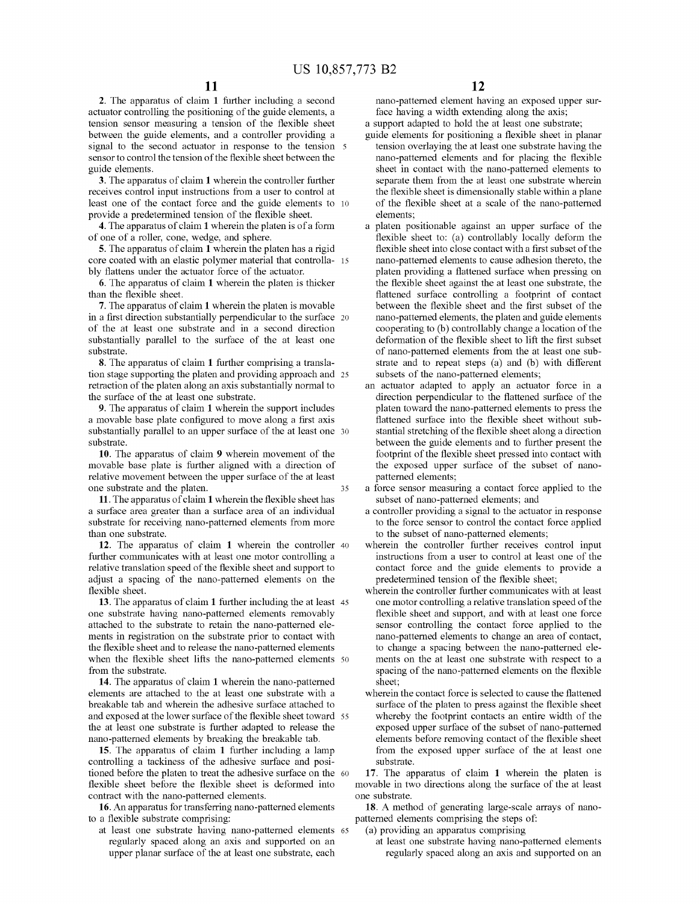2. The apparatus of claim 1 further including a second actuator controlling the positioning of the guide elements, a tension sensor measuring a tension of the flexible sheet between the guide elements, and a controller providing a signal to the second actuator in response to the tension sensor to control the tension of the flexible sheet between the guide elements.

3. The apparatus of claim 1 wherein the controller further receives control input instructions from a user to control at least one of the contact force and the guide elements to provide a predetermined tension of the flexible sheet.

4. The apparatus of claim 1 wherein the platen is of a form of one of a roller, cone, wedge, and sphere.

5. The apparatus of claim 1 wherein the platen has a rigid core coated with an elastic polymer material that controllably flattens under the actuator force of the actuator.

6. The apparatus of claim 1 wherein the platen is thicker than the flexible sheet.

7. The apparatus of claim 1 wherein the platen is movable in a first direction substantially perpendicular to the surface of the at least one substrate and in a second direction substantially parallel to the surface of the at least one substrate.

8. The apparatus of claim 1 further comprising a translation stage supporting the platen and providing approach and retraction of the platen along an axis substantially normal to the surface of the at least one substrate.

9. The apparatus of claim 1 wherein the support includes a movable base plate configured to move along a first axis substantially parallel to an upper surface of the at least one substrate.

10. The apparatus of claim 9 wherein movement of the movable base plate is further aligned with a direction of relative movement between the upper surface of the at least one substrate and the platen.

11. The apparatus of claim 1 wherein the flexible sheet has a surface area greater than a surface area of an individual substrate for receiving nano-patterned elements from more than one substrate.

12. The apparatus of claim 1 wherein the controller further communicates with at least one motor controlling a relative translation speed of the flexible sheet and support to adjust a spacing of the nano-patterned elements on the flexible sheet.

13. The apparatus of claim 1 further including the at least one substrate having nano-patterned elements removably attached to the substrate to retain the nano-patterned elements in registration on the substrate prior to contact with the flexible sheet and to release the nano-patterned elements when the flexible sheet lifts the nano-patterned elements from the substrate.

14. The apparatus of claim 1 wherein the nano-patterned elements are attached to the at least one substrate with a breakable tab and wherein the adhesive surface attached to and exposed at the lower surface of the flexible sheet toward the at least one substrate is further adapted to release the nano-patterned elements by breaking the breakable tab.

15. The apparatus of claim 1 further including a lamp controlling a tackiness of the adhesive surface and positioned before the platen to treat the adhesive surface on the flexible sheet before the flexible sheet is deformed into contract with the nano-patterned elements.

16. An apparatus for transferring nano-patterned elements to a flexible substrate comprising:

- at least one substrate having nano-patterned elements regularly spaced along an axis and supported on an upper planar surface of the at least one substrate, each nano-patterned element having an exposed upper surface having a width extending along the axis;
- a support adapted to hold the at least one substrate;
- guide elements for positioning a flexible sheet in planar tension overlaying the at least one substrate having the nano-patterned elements and for placing the flexible sheet in contact with the nano-patterned elements to separate them from the at least one substrate wherein the flexible sheet is dimensionally stable within a plane of the flexible sheet at a scale of the nano-patterned elements;
- a platen positionable against an upper surface of the flexible sheet to: (a) controllably locally deform the flexible sheet into close contact with a first subset of the nano-patterned elements to cause adhesion thereto, the platen providing a flattened surface when pressing on the flexible sheet against the at least one substrate, the flattened surface controlling a footprint of contact between the flexible sheet and the first subset of the nano-patterned elements, the platen and guide elements cooperating to (b) controllably change a location of the deformation of the flexible sheet to lift the first subset of nano-patterned elements from the at least one substrate and to repeat steps (a) and (b) with different subsets of the nano-patterned elements;
- an actuator adapted to apply an actuator force in a direction perpendicular to the flattened surface of the platen toward the nano-patterned elements to press the flattened surface into the flexible sheet without substantial stretching of the flexible sheet along a direction between the guide elements and to further present the footprint of the flexible sheet pressed into contact with the exposed upper surface of the subset of nano-patterned elements;
- a force sensor measuring a contact force applied to the subset of nano-patterned elements; and
- a controller providing a signal to the actuator in response to the force sensor to control the contact force applied to the subset of nano-patterned elements;
- wherein the controller further receives control input instructions from a user to control at least one of the contact force and the guide elements to provide a predetermined tension of the flexible sheet;
- wherein the controller further communicates with at least one motor controlling a relative translation speed of the flexible sheet and support, and with at least one force sensor controlling the contact force applied to the nano-patterned elements to change an area of contact, to change a spacing between the nano-patterned elements on the at least one substrate with respect to a spacing of the nano-patterned elements on the flexible sheet;
- wherein the contact force is selected to cause the flattened surface of the platen to press against the flexible sheet whereby the footprint contacts an entire width of the exposed upper surface of the subset of nano-patterned elements before removing contact of the flexible sheet from the exposed upper surface of the at least one substrate.

17. The apparatus of claim 1 wherein the platen is movable in two directions along the surface of the at least one substrate.

18. A method of generating large-scale arrays of nano-patterned elements comprising the steps of:

(a) providing an apparatus comprising

at least one substrate having nano-patterned elements regularly spaced along an axis and supported on an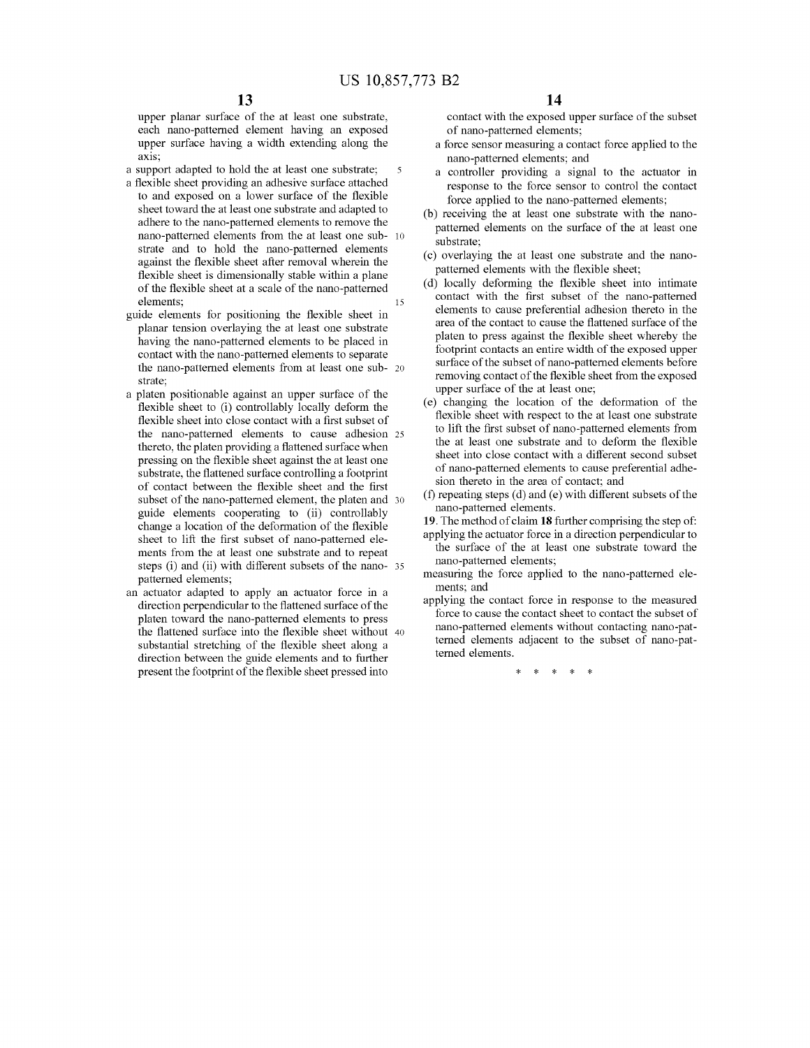upper planar surface of the at least one substrate, each nano-patterned element having an exposed upper surface having a width extending along the axis;

a support adapted to hold the at least one substrate;

a flexible sheet providing an adhesive surface attached to and exposed on a lower surface of the flexible sheet toward the at least one substrate and adapted to adhere to the nano-patterned elements to remove the nano-patterned elements from the at least one substrate and to hold the nano-patterned elements against the flexible sheet after removal wherein the flexible sheet is dimensionally stable within a plane of the flexible sheet at a scale of the nano-patterned elements;

guide elements for positioning the flexible sheet in planar tension overlaying the at least one substrate having the nano-patterned elements to be placed in contact with the nano-patterned elements to separate the nano-patterned elements from at least one substrate;

a platen positionable against an upper surface of the flexible sheet to (i) controllably locally deform the flexible sheet into close contact with a first subset of the nano-patterned elements to cause adhesion thereto, the platen providing a flattened surface when pressing on the flexible sheet against the at least one substrate, the flattened surface controlling a footprint of contact between the flexible sheet and the first subset of the nano-patterned element, the platen and guide elements cooperating to (ii) controllably change a location of the deformation of the flexible sheet to lift the first subset of nano-patterned elements from the at least one substrate and to repeat steps (i) and (ii) with different subsets of the nano-patterned elements;

an actuator adapted to apply an actuator force in a direction perpendicular to the flattened surface of the platen toward the nano-patterned elements to press the flattened surface into the flexible sheet without substantial stretching of the flexible sheet along a direction between the guide elements and to further present the footprint of the flexible sheet pressed into contact with the exposed upper surface of the subset of nano-patterned elements;

a force sensor measuring a contact force applied to the nano-patterned elements; and

a controller providing a signal to the actuator in response to the force sensor to control the contact force applied to the nano-patterned elements;

(b) receiving the at least one substrate with the nano-patterned elements on the surface of the at least one substrate;

(c) overlaying the at least one substrate and the nano-patterned elements with the flexible sheet;

(d) locally deforming the flexible sheet into intimate contact with the first subset of the nano-patterned elements to cause preferential adhesion thereto in the area of the contact to cause the flattened surface of the platen to press against the flexible sheet whereby the footprint contacts an entire width of the exposed upper surface of the subset of nano-patterned elements before removing contact of the flexible sheet from the exposed upper surface of the at least one;

(e) changing the location of the deformation of the flexible sheet with respect to the at least one substrate to lift the first subset of nano-patterned elements from the at least one substrate and to deform the flexible sheet into close contact with a different second subset of nano-patterned elements to cause preferential adhesion thereto in the area of contact; and

(f) repeating steps (d) and (e) with different subsets of the nano-patterned elements.

**19.** The method of claim **18** further comprising the step of:

applying the actuator force in a direction perpendicular to the surface of the at least one substrate toward the nano-patterned elements;

measuring the force applied to the nano-patterned elements; and

applying the contact force in response to the measured force to cause the contact sheet to contact the subset of nano-patterned elements without contacting nano-patterned elements adjacent to the subset of nano-patterned elements.

* * * * *